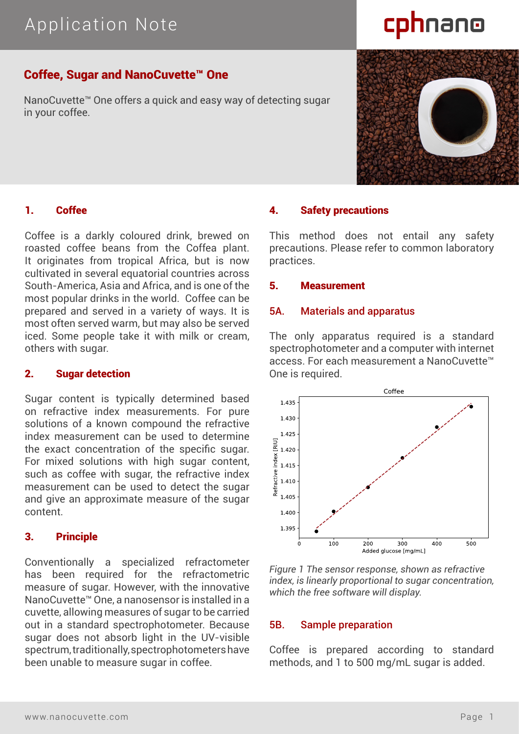Application Note

cphnano

# Coffee, Sugar and NanoCuvette™ One

NanoCuvette™ One offers a quick and easy way of detecting sugar in your coffee.

## 1. Coffee

Coffee is a darkly coloured drink, brewed on roasted coffee beans from the Coffea plant. It originates from tropical Africa, but is now cultivated in several equatorial countries across South-America, Asia and Africa, and is one of the most popular drinks in the world. Coffee can be prepared and served in a variety of ways. It is most often served warm, but may also be served iced. Some people take it with milk or cream, others with sugar.

## 2. Sugar detection

Sugar content is typically determined based on refractive index measurements. For pure solutions of a known compound the refractive index measurement can be used to determine the exact concentration of the specific sugar. For mixed solutions with high sugar content, such as coffee with sugar, the refractive index measurement can be used to detect the sugar and give an approximate measure of the sugar content.

## 3. Principle

Conventionally a specialized refractometer has been required for the refractometric measure of sugar. However, with the innovative NanoCuvette™ One, a nanosensor is installed in a cuvette, allowing measures of sugar to be carried out in a standard spectrophotometer. Because sugar does not absorb light in the UV-visible spectrum, traditionally, spectrophotometers have been unable to measure sugar in coffee.

## 4. Safety precautions

This method does not entail any safety precautions. Please refer to common laboratory practices.

## 5. Measurement

### 5A. Materials and apparatus

The only apparatus required is a standard spectrophotometer and a computer with internet access. For each measurement a NanoCuvette™ One is required.

*Figure 1 The sensor response, shown as refractive index, is linearly proportional to sugar concentration, which the free software will display.*

### 5B. Sample preparation

Coffee is prepared according to standard methods, and 1 to 500 mg/mL sugar is added.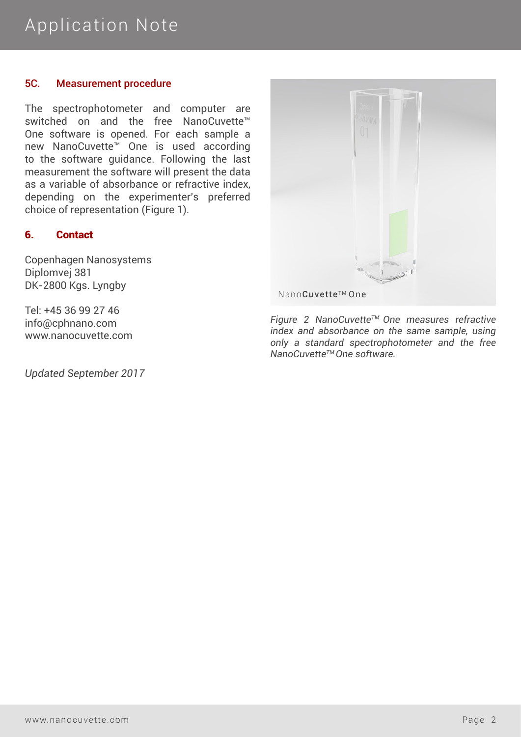### 5C. Measurement procedure

The spectrophotometer and computer are switched on and the free NanoCuvette™ One software is opened. For each sample a new NanoCuvette™ One is used according to the software guidance. Following the last measurement the software will present the data as a variable of absorbance or refractive index, depending on the experimenter's preferred choice of representation (Figure 1).

## 6. Contact

Copenhagen Nanosystems
Diplomvej 381
DK-2800 Kgs. Lyngby

Tel: +45 36 99 27 46
info@cphnano.com
www.nanocuvette.com

*Updated September 2017*

NanoCuvette™ One

*Figure 2 NanoCuvette™ One measures refractive index and absorbance on the same sample, using only a standard spectrophotometer and the free NanoCuvette™ One software.*